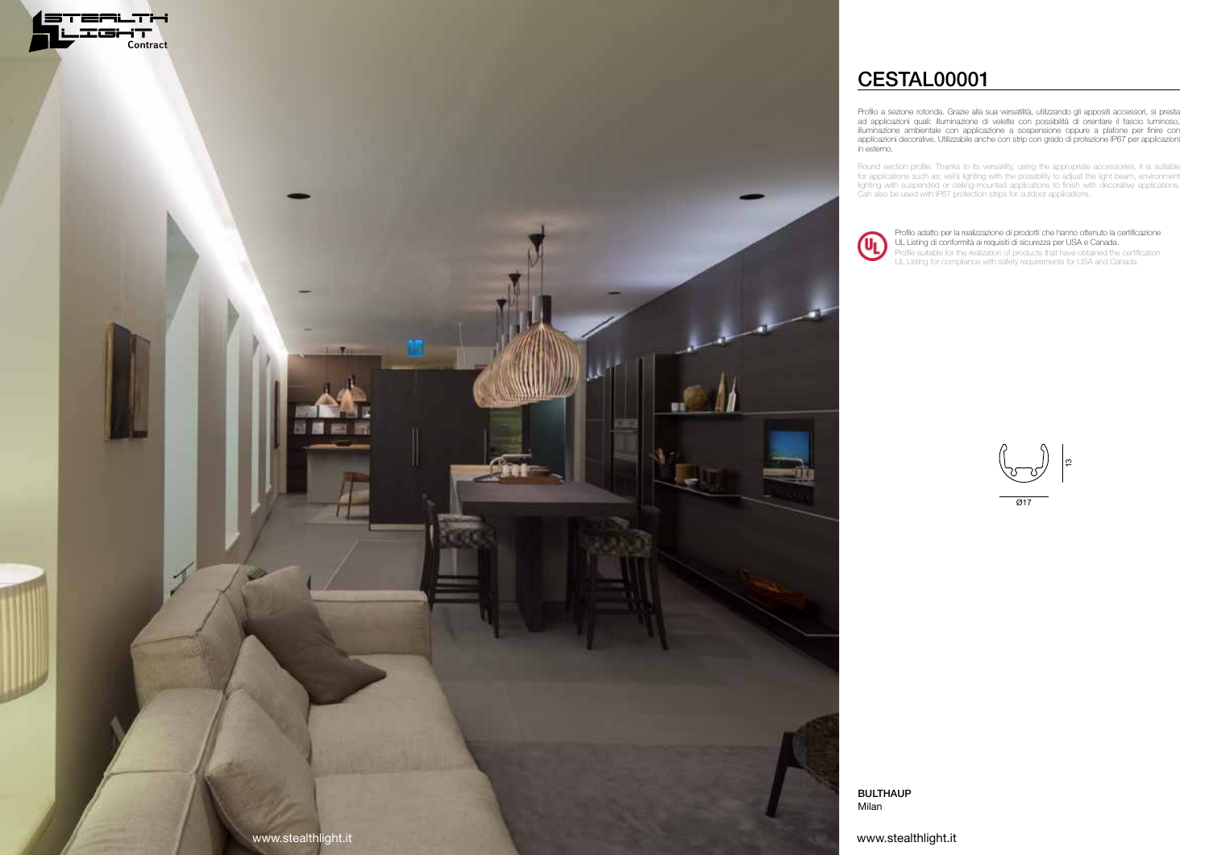# CESTAL00001

Profilo a sezione rotonda. Grazie alla sua versatilità, utilizzando gli appositi accessori, si presta ad applicazioni quali: illuminazione di velette con possibilità di orientare il fascio luminoso, illuminazione ambientale con applicazione a sospensione oppure a plafone per finire con applicazioni decorative. Utilizzabile anche con strip con grado di protezione IP67 per applicazioni in esterno.

Round section profile. Thanks to its versatility, using the appropriate accessories, it is suitable for applications such as: veil's lighting with the possibility to adjust the light beam, environment lighting with suspended or ceiling-mounted applications to finish with decorative applications. Can also be used with IP67 protection strips for outdoor applications.

Profilo adatto per la realizzazione di prodotti che hanno ottenuto la certificazione UL Listing di conformità ai requisiti di sicurezza per USA e Canada.
Profile suitable for the realization of products that have obtained the certification UL Listing for compliance with safety requirements for USA and Canada.

13

Ø17

**BULTHAUP**
Milan

www.stealthlight.it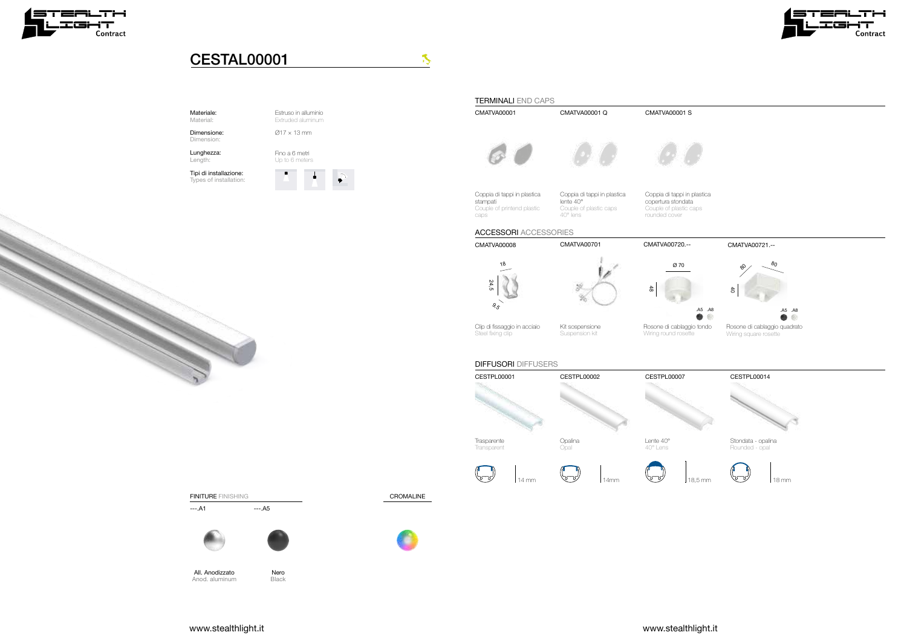# CESTAL00001

| | |
|---|---|
| Materiale: Material: | Estruso in alluminio Extruded aluminum |
| Dimensione: Dimension: | Ø17 × 13 mm |
| Lunghezza: Length: | Fino a 6 metri Up to 6 meters |
| Tipi di installazione: Types of installation: | |

## FINITURE FINISHING

---.A1 — All. Anodizzato / Anod. aluminum

---.A5 — Nero / Black

## CROMALINE

## TERMINALI END CAPS

| CMATVA00001 | CMATVA00001 Q | CMATVA00001 S |
|---|---|---|
| Coppia di tappi in plastica stampati Couple of printend plastic caps | Coppia di tappi in plastica lente 40° Couple of plastic caps 40° lens | Coppia di tappi in plastica copertura stondata Couple of plastic caps rounded cover |

## ACCESSORI ACCESSORIES

| CMATVA00008 | CMATVA00701 | CMATVA00720.-- | CMATVA00721.-- |
|---|---|---|---|
| 18 / 24,5 / 9,5 | | Ø 70 / 48 / .A5 .A8 | 80 / 80 / 40 / .A5 .A8 |
| Clip di fissaggio in acciaio Steel fixing clip | Kit sospensione Suspension kit | Rosone di cablaggio tondo Wiring round rosette | Rosone di cablaggio quadrato Wiring square rosette |

## DIFFUSORI DIFFUSERS

| CESTPL00001 | CESTPL00002 | CESTPL00007 | CESTPL00014 |
|---|---|---|---|
| Trasparente Transparent | Opalina Opal | Lente 40° 40° Lens | Stondata - opalina Rounded - opal |
| 14 mm | 14mm | 18,5 mm | 18 mm |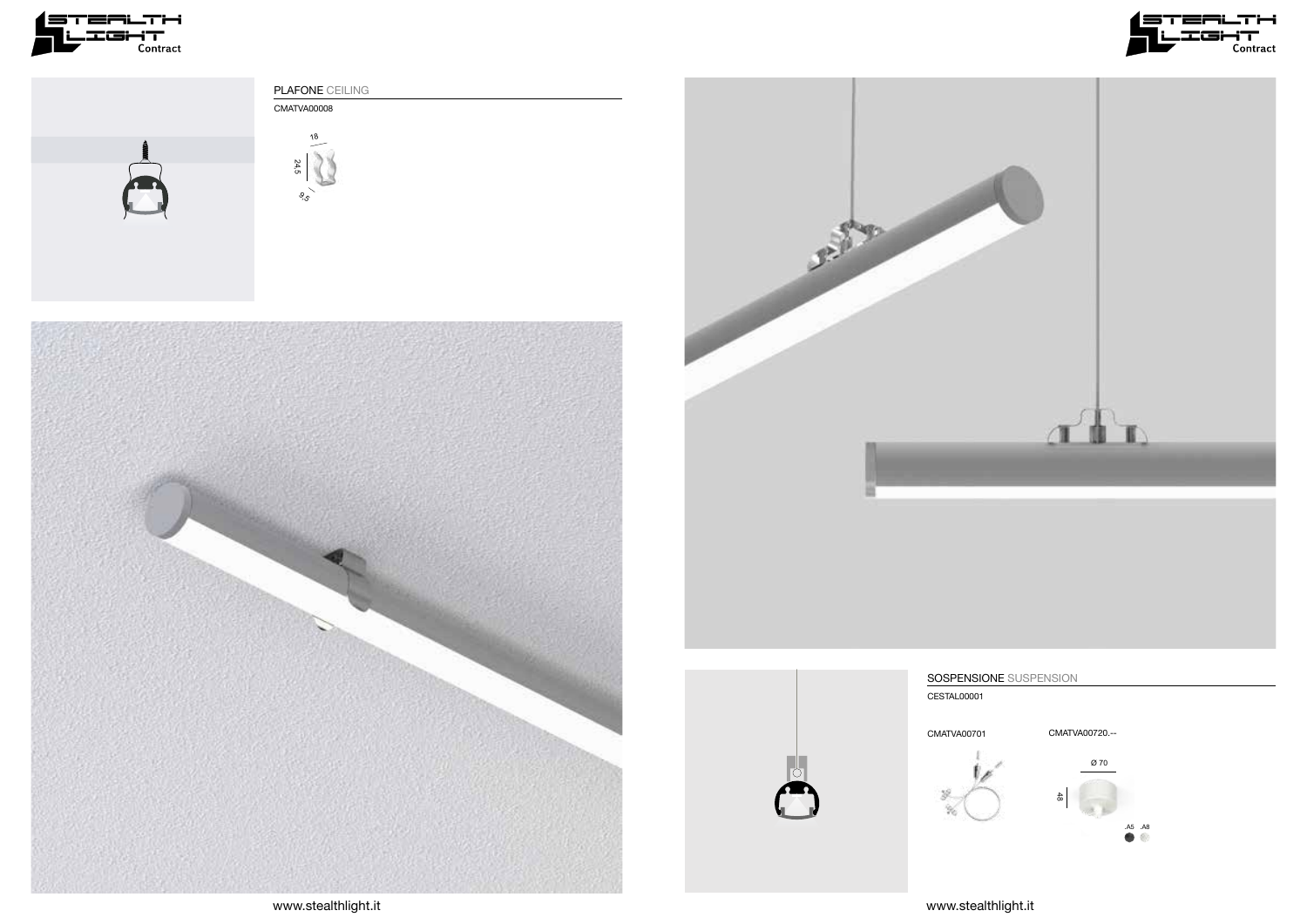## PLAFONE CEILING

CMATVA00008

18

24,5

9,5

## SOSPENSIONE SUSPENSION

CESTAL00001

CMATVA00701

CMATVA00720.--

Ø 70

48

.A5 .A8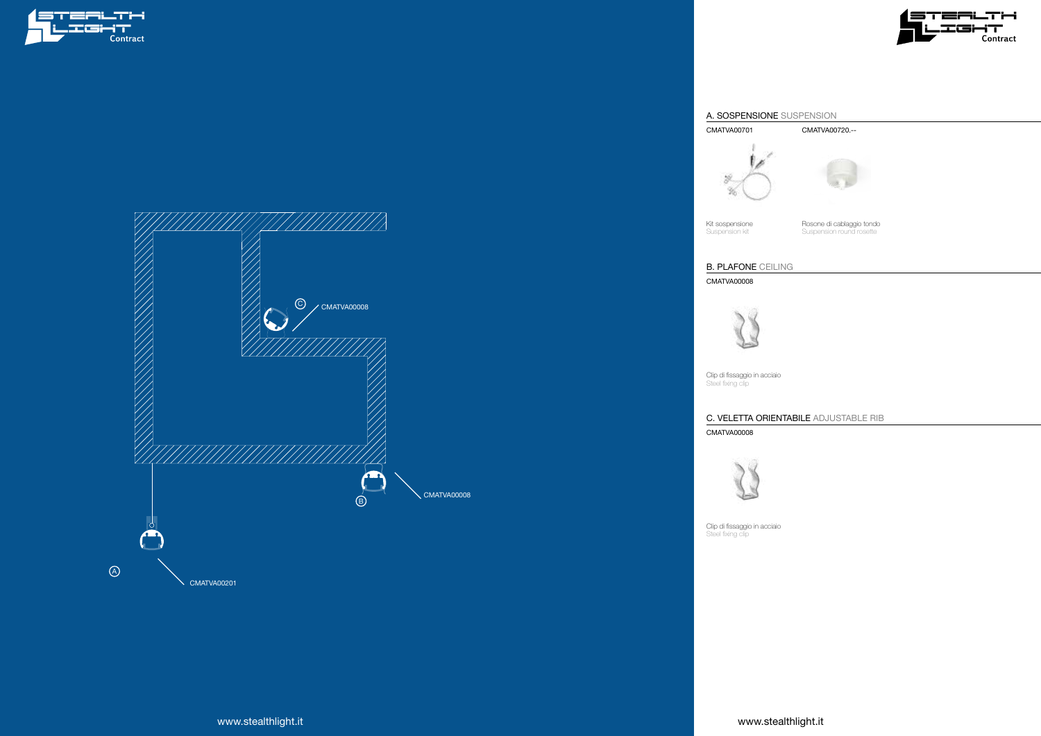C CMATVA00008

B CMATVA00008

A CMATVA00201

## A. SOSPENSIONE SUSPENSION

CMATVA00701

Kit sospensione
Suspension kit

CMATVA00720.--

Rosone di cablaggio tondo
Suspension round rosette

## B. PLAFONE CEILING

CMATVA00008

Clip di fissaggio in acciaio
Steel fixing clip

## C. VELETTA ORIENTABILE ADJUSTABLE RIB

CMATVA00008

Clip di fissaggio in acciaio
Steel fixing clip

www.stealthlight.it